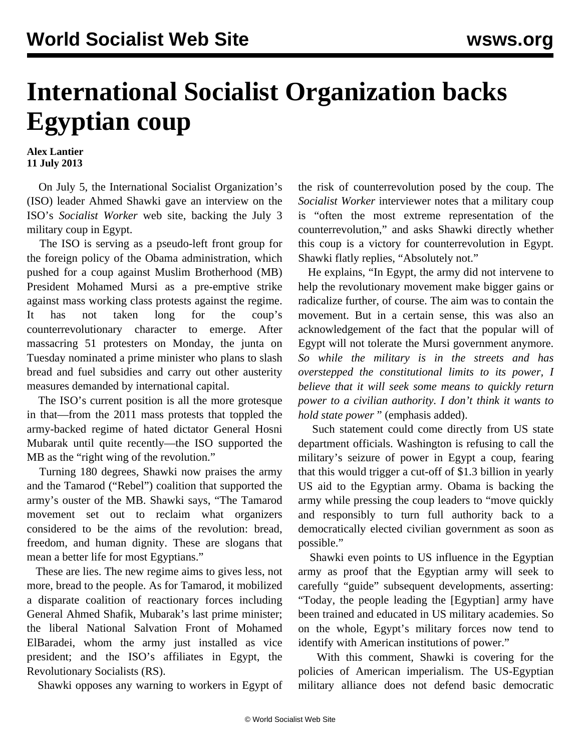# International Socialist Organization backs Egyptian coup

**Alex Lantier**
**11 July 2013**

On July 5, the International Socialist Organization's (ISO) leader Ahmed Shawki gave an interview on the ISO's *Socialist Worker* web site, backing the July 3 military coup in Egypt.

The ISO is serving as a pseudo-left front group for the foreign policy of the Obama administration, which pushed for a coup against Muslim Brotherhood (MB) President Mohamed Mursi as a pre-emptive strike against mass working class protests against the regime. It has not taken long for the coup's counterrevolutionary character to emerge. After massacring 51 protesters on Monday, the junta on Tuesday nominated a prime minister who plans to slash bread and fuel subsidies and carry out other austerity measures demanded by international capital.

The ISO's current position is all the more grotesque in that—from the 2011 mass protests that toppled the army-backed regime of hated dictator General Hosni Mubarak until quite recently—the ISO supported the MB as the "right wing of the revolution."

Turning 180 degrees, Shawki now praises the army and the Tamarod ("Rebel") coalition that supported the army's ouster of the MB. Shawki says, "The Tamarod movement set out to reclaim what organizers considered to be the aims of the revolution: bread, freedom, and human dignity. These are slogans that mean a better life for most Egyptians."

These are lies. The new regime aims to gives less, not more, bread to the people. As for Tamarod, it mobilized a disparate coalition of reactionary forces including General Ahmed Shafik, Mubarak's last prime minister; the liberal National Salvation Front of Mohamed ElBaradei, whom the army just installed as vice president; and the ISO's affiliates in Egypt, the Revolutionary Socialists (RS).

Shawki opposes any warning to workers in Egypt of the risk of counterrevolution posed by the coup. The *Socialist Worker* interviewer notes that a military coup is "often the most extreme representation of the counterrevolution," and asks Shawki directly whether this coup is a victory for counterrevolution in Egypt. Shawki flatly replies, "Absolutely not."

He explains, "In Egypt, the army did not intervene to help the revolutionary movement make bigger gains or radicalize further, of course. The aim was to contain the movement. But in a certain sense, this was also an acknowledgement of the fact that the popular will of Egypt will not tolerate the Mursi government anymore. *So while the military is in the streets and has overstepped the constitutional limits to its power, I believe that it will seek some means to quickly return power to a civilian authority. I don't think it wants to hold state power* " (emphasis added).

Such statement could come directly from US state department officials. Washington is refusing to call the military's seizure of power in Egypt a coup, fearing that this would trigger a cut-off of $1.3 billion in yearly US aid to the Egyptian army. Obama is backing the army while pressing the coup leaders to "move quickly and responsibly to turn full authority back to a democratically elected civilian government as soon as possible."

Shawki even points to US influence in the Egyptian army as proof that the Egyptian army will seek to carefully "guide" subsequent developments, asserting: "Today, the people leading the [Egyptian] army have been trained and educated in US military academies. So on the whole, Egypt's military forces now tend to identify with American institutions of power."

With this comment, Shawki is covering for the policies of American imperialism. The US-Egyptian military alliance does not defend basic democratic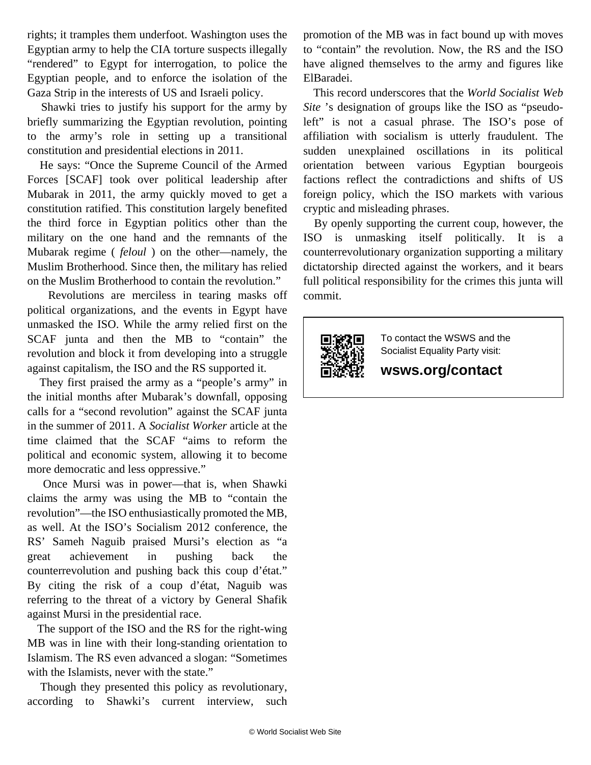rights; it tramples them underfoot. Washington uses the Egyptian army to help the CIA torture suspects illegally "rendered" to Egypt for interrogation, to police the Egyptian people, and to enforce the isolation of the Gaza Strip in the interests of US and Israeli policy.

Shawki tries to justify his support for the army by briefly summarizing the Egyptian revolution, pointing to the army's role in setting up a transitional constitution and presidential elections in 2011.

He says: "Once the Supreme Council of the Armed Forces [SCAF] took over political leadership after Mubarak in 2011, the army quickly moved to get a constitution ratified. This constitution largely benefited the third force in Egyptian politics other than the military on the one hand and the remnants of the Mubarak regime ( *feloul* ) on the other—namely, the Muslim Brotherhood. Since then, the military has relied on the Muslim Brotherhood to contain the revolution."

Revolutions are merciless in tearing masks off political organizations, and the events in Egypt have unmasked the ISO. While the army relied first on the SCAF junta and then the MB to "contain" the revolution and block it from developing into a struggle against capitalism, the ISO and the RS supported it.

They first praised the army as a "people's army" in the initial months after Mubarak's downfall, opposing calls for a "second revolution" against the SCAF junta in the summer of 2011. A *Socialist Worker* article at the time claimed that the SCAF "aims to reform the political and economic system, allowing it to become more democratic and less oppressive."

Once Mursi was in power—that is, when Shawki claims the army was using the MB to "contain the revolution"—the ISO enthusiastically promoted the MB, as well. At the ISO's Socialism 2012 conference, the RS' Sameh Naguib praised Mursi's election as "a great achievement in pushing back the counterrevolution and pushing back this coup d'état." By citing the risk of a coup d'état, Naguib was referring to the threat of a victory by General Shafik against Mursi in the presidential race.

The support of the ISO and the RS for the right-wing MB was in line with their long-standing orientation to Islamism. The RS even advanced a slogan: "Sometimes with the Islamists, never with the state."

Though they presented this policy as revolutionary, according to Shawki's current interview, such promotion of the MB was in fact bound up with moves to "contain" the revolution. Now, the RS and the ISO have aligned themselves to the army and figures like ElBaradei.

This record underscores that the *World Socialist Web Site* 's designation of groups like the ISO as "pseudo-left" is not a casual phrase. The ISO's pose of affiliation with socialism is utterly fraudulent. The sudden unexplained oscillations in its political orientation between various Egyptian bourgeois factions reflect the contradictions and shifts of US foreign policy, which the ISO markets with various cryptic and misleading phrases.

By openly supporting the current coup, however, the ISO is unmasking itself politically. It is a counterrevolutionary organization supporting a military dictatorship directed against the workers, and it bears full political responsibility for the crimes this junta will commit.

To contact the WSWS and the Socialist Equality Party visit:

**wsws.org/contact**